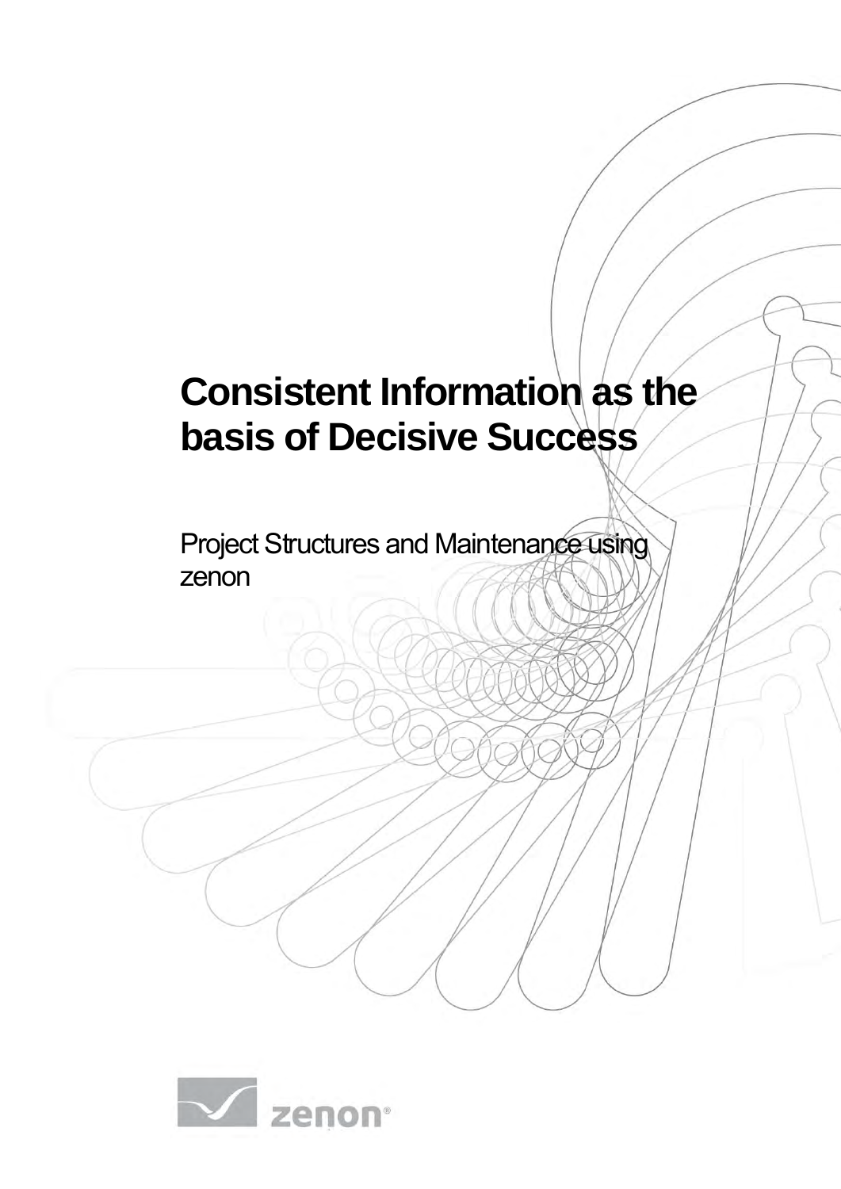# Consistent Information as the basis of Decisive Success

Project Structures and Maintenance using zenon

zenon®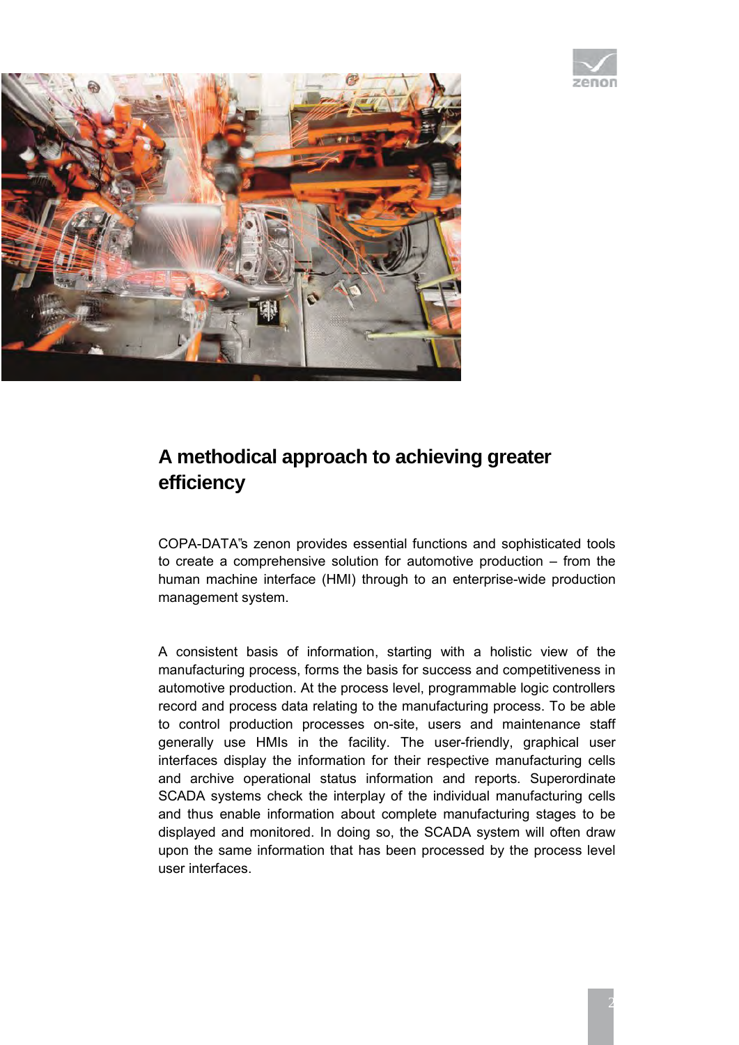## A methodical approach to achieving greater efficiency

COPA-DATA‟s zenon provides essential functions and sophisticated tools to create a comprehensive solution for automotive production – from the human machine interface (HMI) through to an enterprise-wide production management system.

A consistent basis of information, starting with a holistic view of the manufacturing process, forms the basis for success and competitiveness in automotive production. At the process level, programmable logic controllers record and process data relating to the manufacturing process. To be able to control production processes on-site, users and maintenance staff generally use HMIs in the facility. The user-friendly, graphical user interfaces display the information for their respective manufacturing cells and archive operational status information and reports. Superordinate SCADA systems check the interplay of the individual manufacturing cells and thus enable information about complete manufacturing stages to be displayed and monitored. In doing so, the SCADA system will often draw upon the same information that has been processed by the process level user interfaces.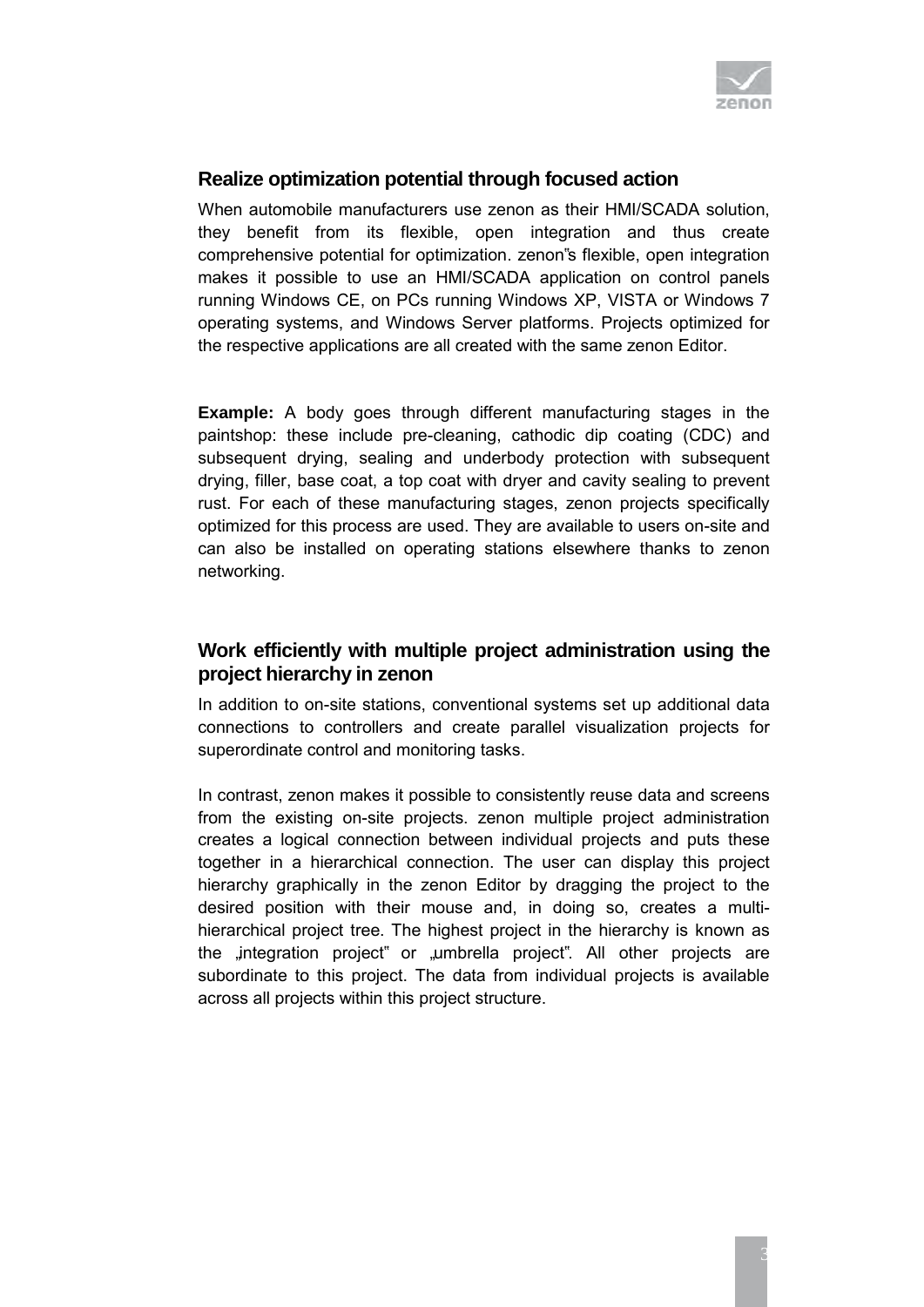## Realize optimization potential through focused action

When automobile manufacturers use zenon as their HMI/SCADA solution, they benefit from its flexible, open integration and thus create comprehensive potential for optimization. zenon"s flexible, open integration makes it possible to use an HMI/SCADA application on control panels running Windows CE, on PCs running Windows XP, VISTA or Windows 7 operating systems, and Windows Server platforms. Projects optimized for the respective applications are all created with the same zenon Editor.

**Example:** A body goes through different manufacturing stages in the paintshop: these include pre-cleaning, cathodic dip coating (CDC) and subsequent drying, sealing and underbody protection with subsequent drying, filler, base coat, a top coat with dryer and cavity sealing to prevent rust. For each of these manufacturing stages, zenon projects specifically optimized for this process are used. They are available to users on-site and can also be installed on operating stations elsewhere thanks to zenon networking.

## Work efficiently with multiple project administration using the project hierarchy in zenon

In addition to on-site stations, conventional systems set up additional data connections to controllers and create parallel visualization projects for superordinate control and monitoring tasks.

In contrast, zenon makes it possible to consistently reuse data and screens from the existing on-site projects. zenon multiple project administration creates a logical connection between individual projects and puts these together in a hierarchical connection. The user can display this project hierarchy graphically in the zenon Editor by dragging the project to the desired position with their mouse and, in doing so, creates a multi-hierarchical project tree. The highest project in the hierarchy is known as the „integration project" or „umbrella project". All other projects are subordinate to this project. The data from individual projects is available across all projects within this project structure.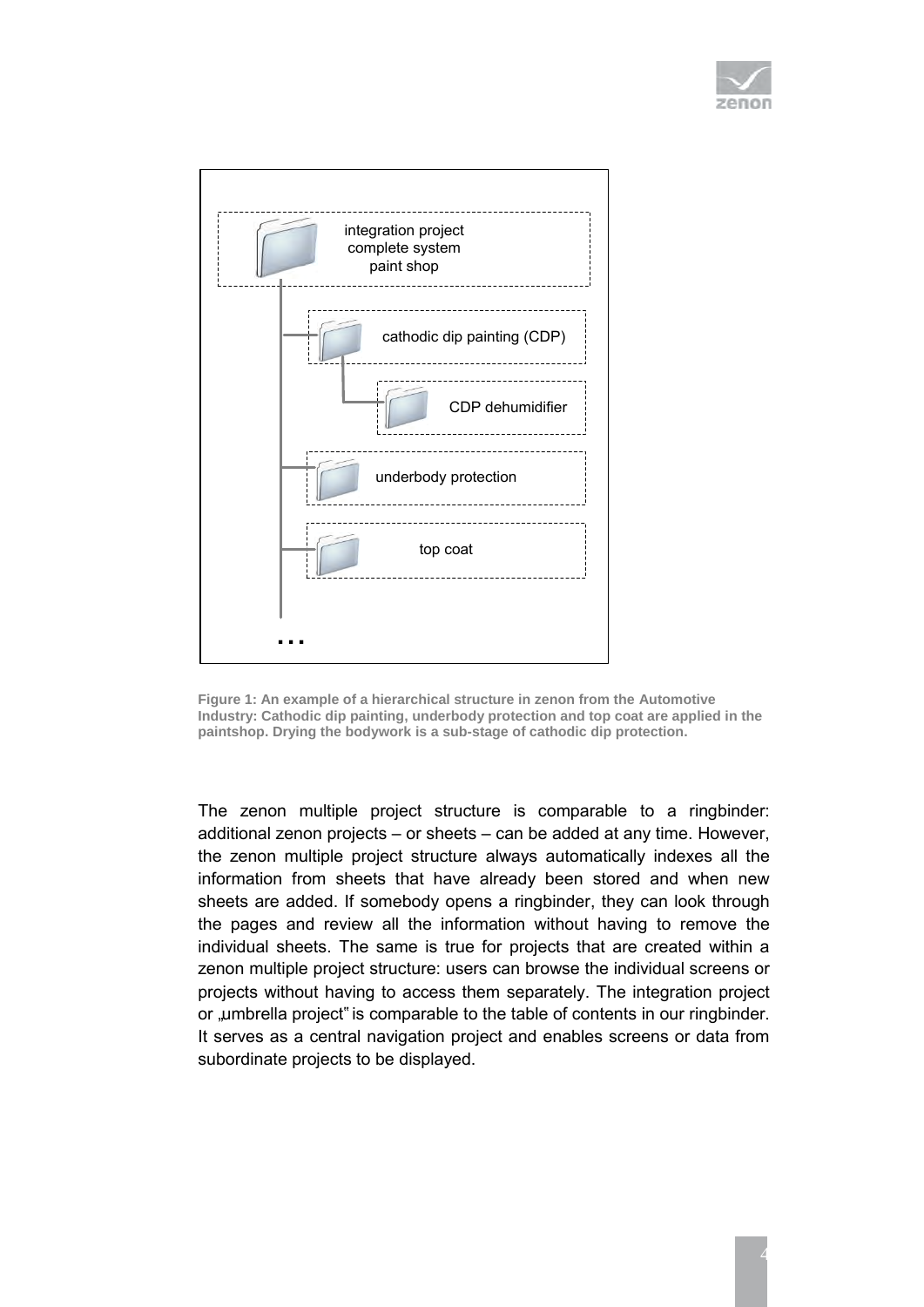integration project
complete system
paint shop

cathodic dip painting (CDP)

CDP dehumidifier

underbody protection

top coat

...

**Figure 1: An example of a hierarchical structure in zenon from the Automotive Industry: Cathodic dip painting, underbody protection and top coat are applied in the paintshop. Drying the bodywork is a sub-stage of cathodic dip protection.**

The zenon multiple project structure is comparable to a ringbinder: additional zenon projects – or sheets – can be added at any time. However, the zenon multiple project structure always automatically indexes all the information from sheets that have already been stored and when new sheets are added. If somebody opens a ringbinder, they can look through the pages and review all the information without having to remove the individual sheets. The same is true for projects that are created within a zenon multiple project structure: users can browse the individual screens or projects without having to access them separately. The integration project or „umbrella project" is comparable to the table of contents in our ringbinder. It serves as a central navigation project and enables screens or data from subordinate projects to be displayed.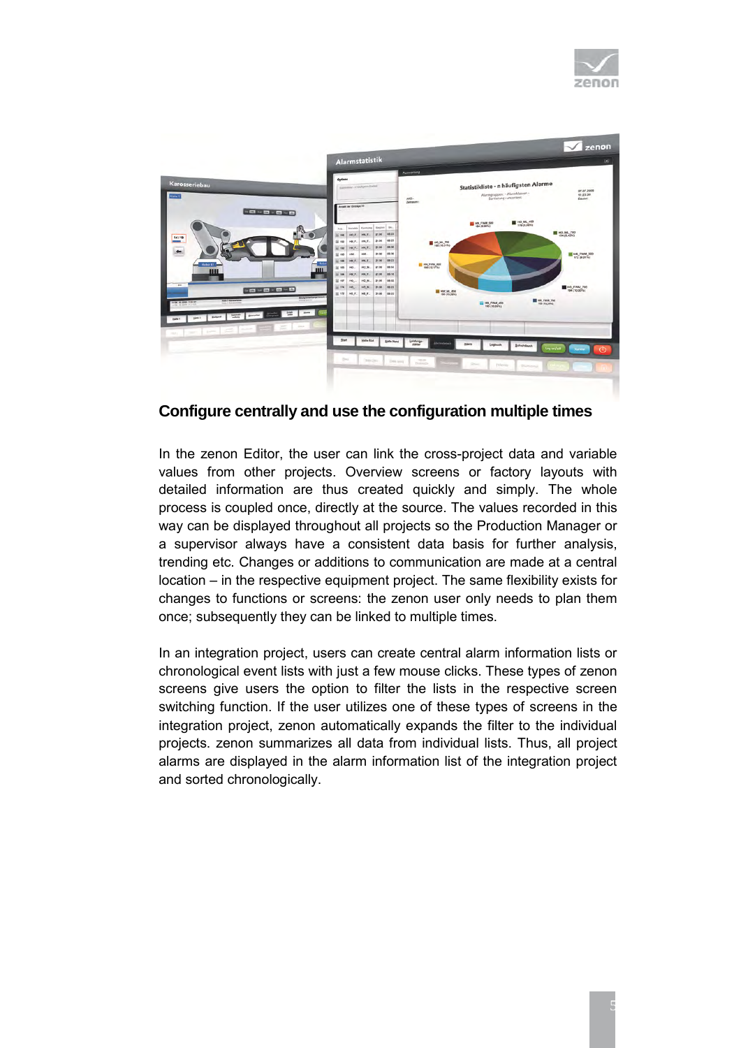## Configure centrally and use the configuration multiple times

In the zenon Editor, the user can link the cross-project data and variable values from other projects. Overview screens or factory layouts with detailed information are thus created quickly and simply. The whole process is coupled once, directly at the source. The values recorded in this way can be displayed throughout all projects so the Production Manager or a supervisor always have a consistent data basis for further analysis, trending etc. Changes or additions to communication are made at a central location – in the respective equipment project. The same flexibility exists for changes to functions or screens: the zenon user only needs to plan them once; subsequently they can be linked to multiple times.

In an integration project, users can create central alarm information lists or chronological event lists with just a few mouse clicks. These types of zenon screens give users the option to filter the lists in the respective screen switching function. If the user utilizes one of these types of screens in the integration project, zenon automatically expands the filter to the individual projects. zenon summarizes all data from individual lists. Thus, all project alarms are displayed in the alarm information list of the integration project and sorted chronologically.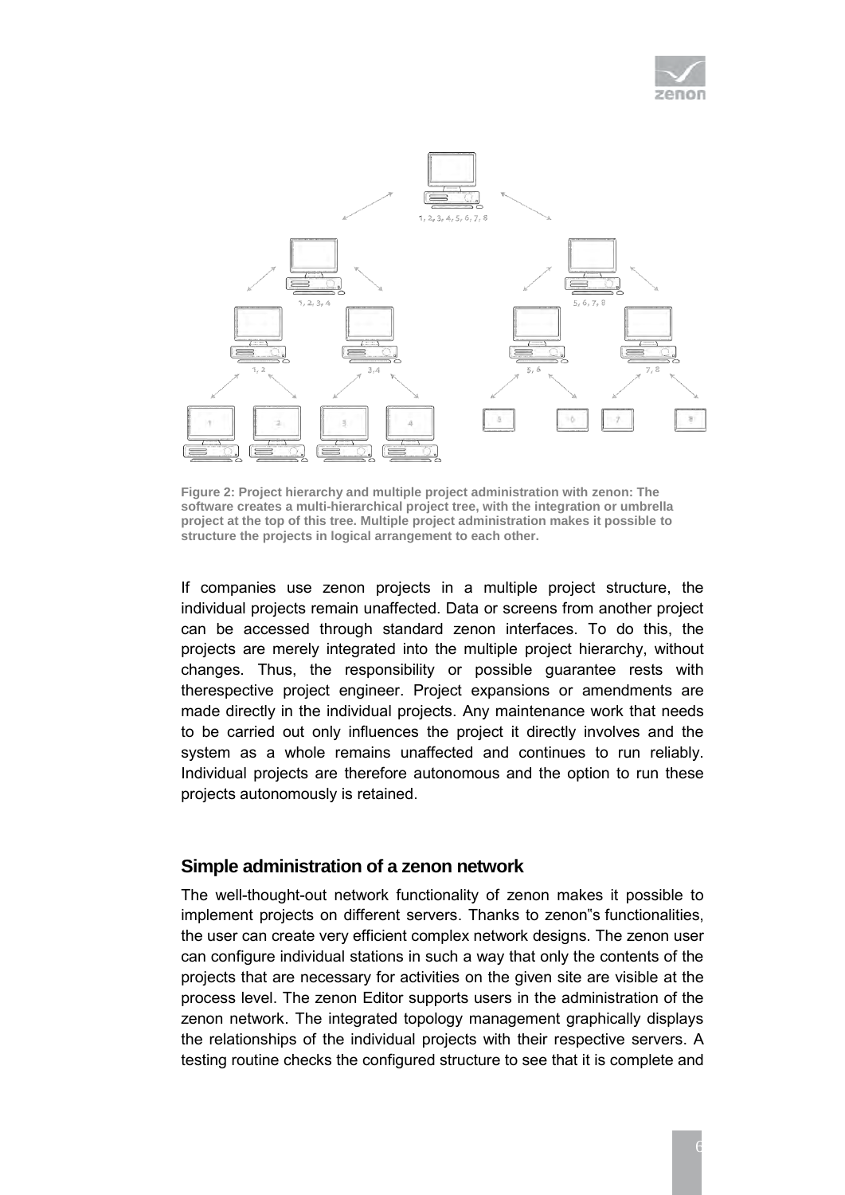**Figure 2: Project hierarchy and multiple project administration with zenon: The software creates a multi-hierarchical project tree, with the integration or umbrella project at the top of this tree. Multiple project administration makes it possible to structure the projects in logical arrangement to each other.**

If companies use zenon projects in a multiple project structure, the individual projects remain unaffected. Data or screens from another project can be accessed through standard zenon interfaces. To do this, the projects are merely integrated into the multiple project hierarchy, without changes. Thus, the responsibility or possible guarantee rests with therespective project engineer. Project expansions or amendments are made directly in the individual projects. Any maintenance work that needs to be carried out only influences the project it directly involves and the system as a whole remains unaffected and continues to run reliably. Individual projects are therefore autonomous and the option to run these projects autonomously is retained.

## Simple administration of a zenon network

The well-thought-out network functionality of zenon makes it possible to implement projects on different servers. Thanks to zenon"s functionalities, the user can create very efficient complex network designs. The zenon user can configure individual stations in such a way that only the contents of the projects that are necessary for activities on the given site are visible at the process level. The zenon Editor supports users in the administration of the zenon network. The integrated topology management graphically displays the relationships of the individual projects with their respective servers. A testing routine checks the configured structure to see that it is complete and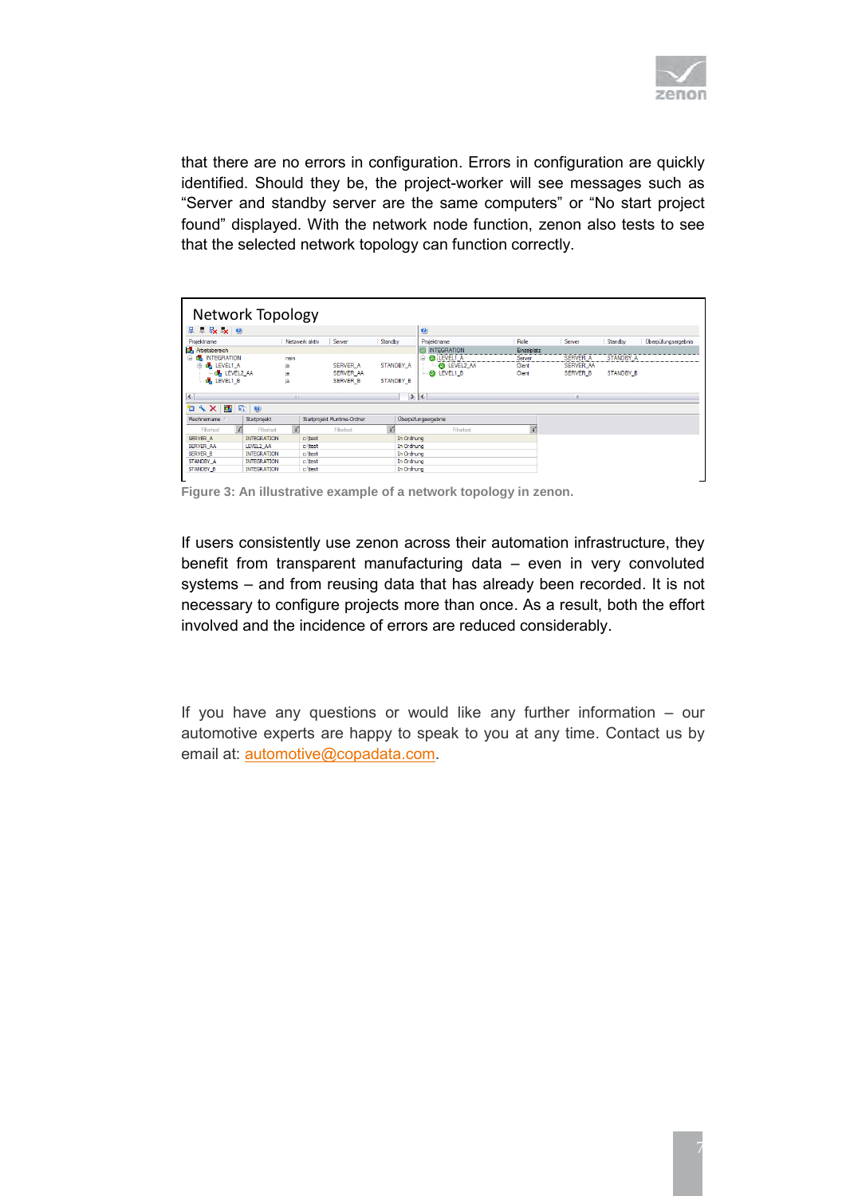that there are no errors in configuration. Errors in configuration are quickly identified. Should they be, the project-worker will see messages such as “Server and standby server are the same computers” or “No start project found” displayed. With the network node function, zenon also tests to see that the selected network topology can function correctly.

Figure 3: An illustrative example of a network topology in zenon.

If users consistently use zenon across their automation infrastructure, they benefit from transparent manufacturing data – even in very convoluted systems – and from reusing data that has already been recorded. It is not necessary to configure projects more than once. As a result, both the effort involved and the incidence of errors are reduced considerably.

If you have any questions or would like any further information – our automotive experts are happy to speak to you at any time. Contact us by email at: automotive@copadata.com.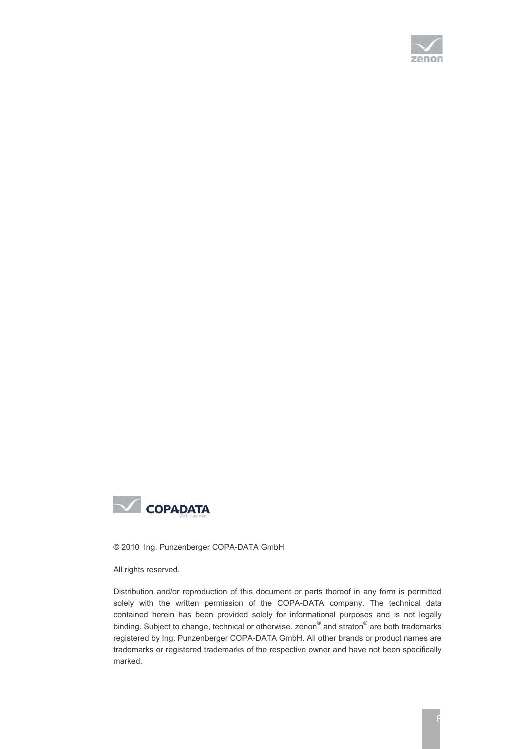© 2010 Ing. Punzenberger COPA-DATA GmbH

All rights reserved.

Distribution and/or reproduction of this document or parts thereof in any form is permitted solely with the written permission of the COPA-DATA company. The technical data contained herein has been provided solely for informational purposes and is not legally binding. Subject to change, technical or otherwise. zenon® and straton® are both trademarks registered by Ing. Punzenberger COPA-DATA GmbH. All other brands or product names are trademarks or registered trademarks of the respective owner and have not been specifically marked.